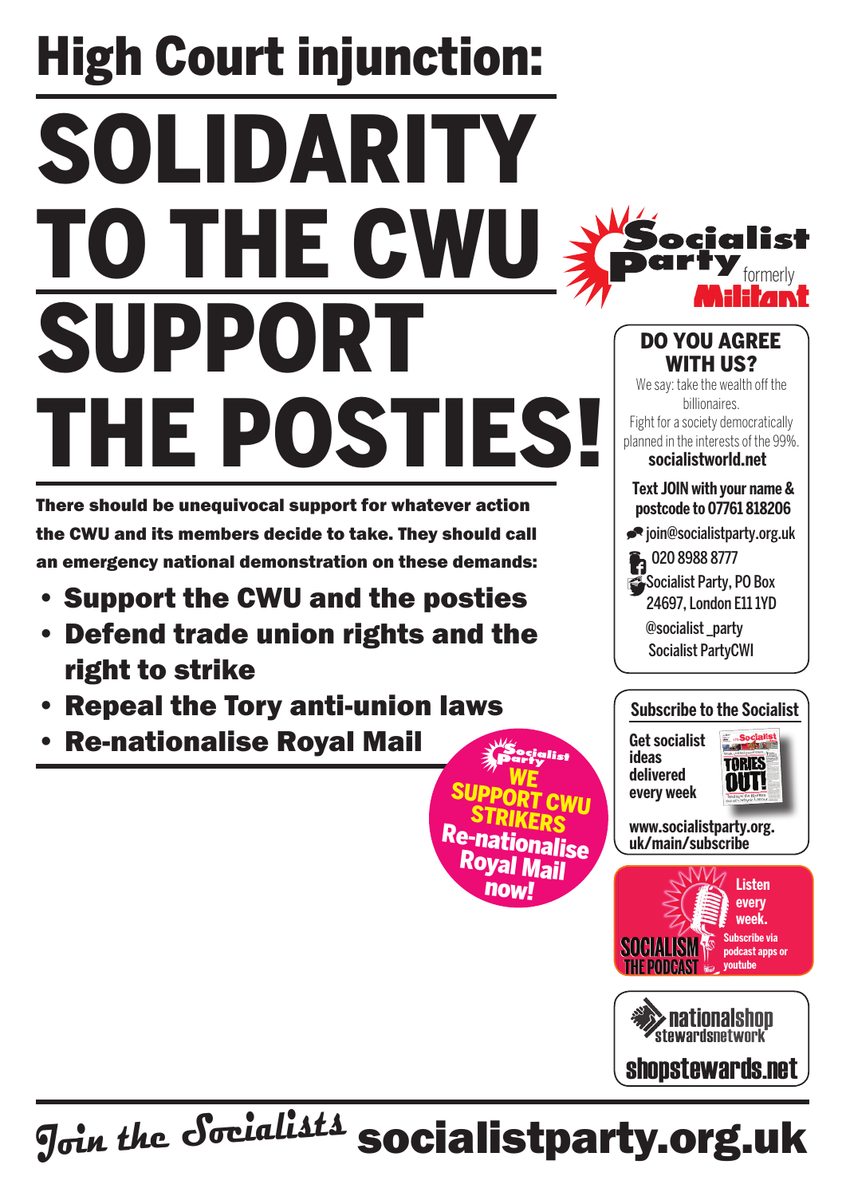# High Court injunction:

# SOLIDARITY TO THE CWU SUPPORT THE POSTIES!

**There should be unequivocal support for whatever action the CWU and its members decide to take. They should call an emergency national demonstration on these demands:**

- **Support the CWU and the posties**
- **Defend trade union rights and the right to strike**
- **Repeal the Tory anti-union laws**
- **Re-nationalise Royal Mail**

Socialist Party

WE SUPPORT CWU STRIKERS

Re-nationalise Royal Mail now!

Socialist Party formerly Militant

## DO YOU AGREE WITH US?

We say: take the wealth off the billionaires.

Fight for a society democratically planned in the interests of the 99%.

**socialistworld.net**

**Text JOIN with your name & postcode to 07761 818206**

join@socialistparty.org.uk

020 8988 8777

Socialist Party, PO Box 24697, London E11 1YD

@socialist_party

Socialist PartyCWI

## Subscribe to the Socialist

**Get socialist ideas delivered every week**

**www.socialistparty.org.uk/main/subscribe**

SOCIALISM THE PODCAST

**Listen every week.**

**Subscribe via podcast apps or youtube**

nationalshop stewardsnetwork

**shopstewards.net**

*Join the Socialists* **socialistparty.org.uk**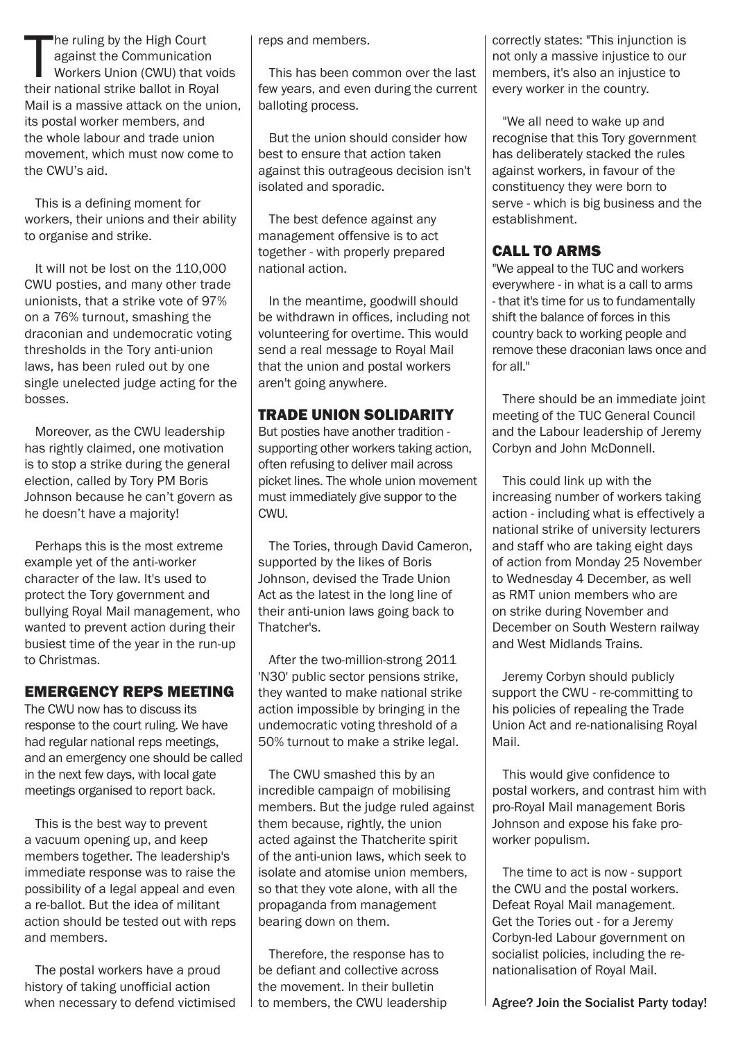The ruling by the High Court against the Communication Workers Union (CWU) that voids their national strike ballot in Royal Mail is a massive attack on the union, its postal worker members, and the whole labour and trade union movement, which must now come to the CWU's aid.

This is a defining moment for workers, their unions and their ability to organise and strike.

It will not be lost on the 110,000 CWU posties, and many other trade unionists, that a strike vote of 97% on a 76% turnout, smashing the draconian and undemocratic voting thresholds in the Tory anti-union laws, has been ruled out by one single unelected judge acting for the bosses.

Moreover, as the CWU leadership has rightly claimed, one motivation is to stop a strike during the general election, called by Tory PM Boris Johnson because he can't govern as he doesn't have a majority!

Perhaps this is the most extreme example yet of the anti-worker character of the law. It's used to protect the Tory government and bullying Royal Mail management, who wanted to prevent action during their busiest time of the year in the run-up to Christmas.

## EMERGENCY REPS MEETING

The CWU now has to discuss its response to the court ruling. We have had regular national reps meetings, and an emergency one should be called in the next few days, with local gate meetings organised to report back.

This is the best way to prevent a vacuum opening up, and keep members together. The leadership's immediate response was to raise the possibility of a legal appeal and even a re-ballot. But the idea of militant action should be tested out with reps and members.

The postal workers have a proud history of taking unofficial action when necessary to defend victimised reps and members.

This has been common over the last few years, and even during the current balloting process.

But the union should consider how best to ensure that action taken against this outrageous decision isn't isolated and sporadic.

The best defence against any management offensive is to act together - with properly prepared national action.

In the meantime, goodwill should be withdrawn in offices, including not volunteering for overtime. This would send a real message to Royal Mail that the union and postal workers aren't going anywhere.

## TRADE UNION SOLIDARITY

But posties have another tradition - supporting other workers taking action, often refusing to deliver mail across picket lines. The whole union movement must immediately give suppor to the CWU.

The Tories, through David Cameron, supported by the likes of Boris Johnson, devised the Trade Union Act as the latest in the long line of their anti-union laws going back to Thatcher's.

After the two-million-strong 2011 'N30' public sector pensions strike, they wanted to make national strike action impossible by bringing in the undemocratic voting threshold of a 50% turnout to make a strike legal.

The CWU smashed this by an incredible campaign of mobilising members. But the judge ruled against them because, rightly, the union acted against the Thatcherite spirit of the anti-union laws, which seek to isolate and atomise union members, so that they vote alone, with all the propaganda from management bearing down on them.

Therefore, the response has to be defiant and collective across the movement. In their bulletin to members, the CWU leadership correctly states: "This injunction is not only a massive injustice to our members, it's also an injustice to every worker in the country.

"We all need to wake up and recognise that this Tory government has deliberately stacked the rules against workers, in favour of the constituency they were born to serve - which is big business and the establishment.

## CALL TO ARMS

"We appeal to the TUC and workers everywhere - in what is a call to arms - that it's time for us to fundamentally shift the balance of forces in this country back to working people and remove these draconian laws once and for all."

There should be an immediate joint meeting of the TUC General Council and the Labour leadership of Jeremy Corbyn and John McDonnell.

This could link up with the increasing number of workers taking action - including what is effectively a national strike of university lecturers and staff who are taking eight days of action from Monday 25 November to Wednesday 4 December, as well as RMT union members who are on strike during November and December on South Western railway and West Midlands Trains.

Jeremy Corbyn should publicly support the CWU - re-committing to his policies of repealing the Trade Union Act and re-nationalising Royal Mail.

This would give confidence to postal workers, and contrast him with pro-Royal Mail management Boris Johnson and expose his fake pro-worker populism.

The time to act is now - support the CWU and the postal workers. Defeat Royal Mail management. Get the Tories out - for a Jeremy Corbyn-led Labour government on socialist policies, including the re-nationalisation of Royal Mail.

Agree? Join the Socialist Party today!